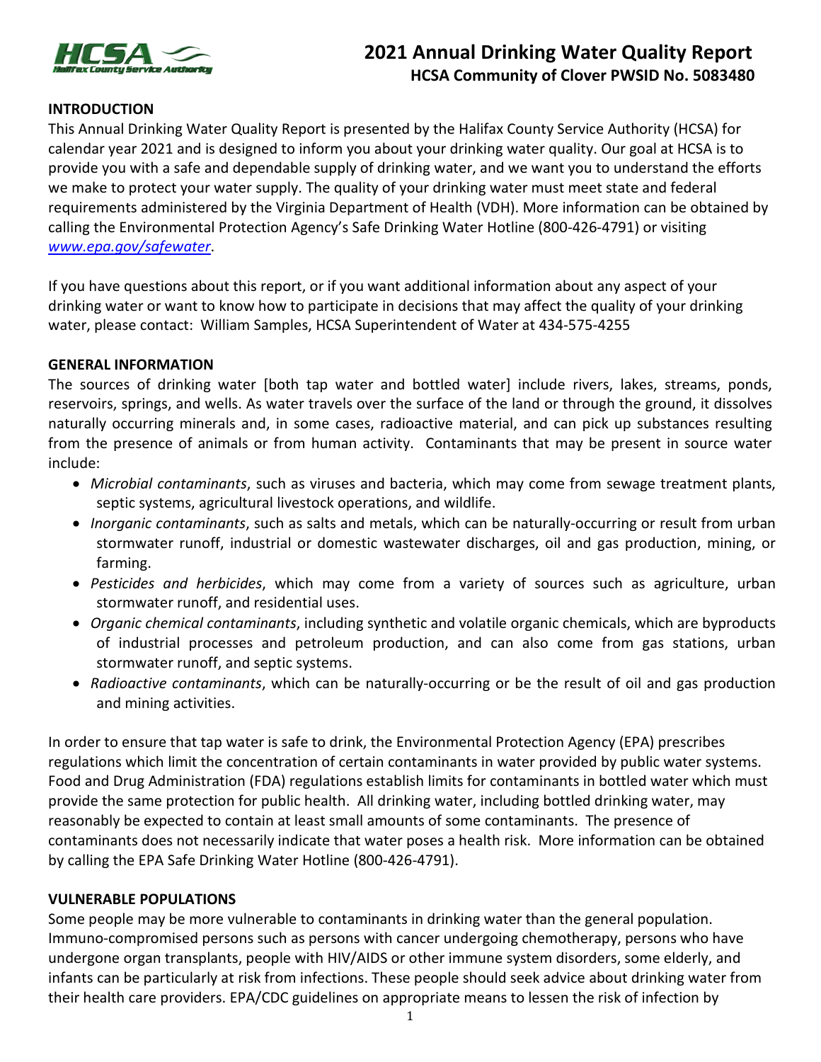# 2021 Annual Drinking Water Quality Report

## HCSA Community of Clover PWSID No. 5083480

### INTRODUCTION

This Annual Drinking Water Quality Report is presented by the Halifax County Service Authority (HCSA) for calendar year 2021 and is designed to inform you about your drinking water quality. Our goal at HCSA is to provide you with a safe and dependable supply of drinking water, and we want you to understand the efforts we make to protect your water supply. The quality of your drinking water must meet state and federal requirements administered by the Virginia Department of Health (VDH). More information can be obtained by calling the Environmental Protection Agency's Safe Drinking Water Hotline (800-426-4791) or visiting *www.epa.gov/safewater*.

If you have questions about this report, or if you want additional information about any aspect of your drinking water or want to know how to participate in decisions that may affect the quality of your drinking water, please contact: William Samples, HCSA Superintendent of Water at 434-575-4255

### GENERAL INFORMATION

The sources of drinking water [both tap water and bottled water] include rivers, lakes, streams, ponds, reservoirs, springs, and wells. As water travels over the surface of the land or through the ground, it dissolves naturally occurring minerals and, in some cases, radioactive material, and can pick up substances resulting from the presence of animals or from human activity. Contaminants that may be present in source water include:

- *Microbial contaminants*, such as viruses and bacteria, which may come from sewage treatment plants, septic systems, agricultural livestock operations, and wildlife.
- *Inorganic contaminants*, such as salts and metals, which can be naturally-occurring or result from urban stormwater runoff, industrial or domestic wastewater discharges, oil and gas production, mining, or farming.
- *Pesticides and herbicides*, which may come from a variety of sources such as agriculture, urban stormwater runoff, and residential uses.
- *Organic chemical contaminants*, including synthetic and volatile organic chemicals, which are byproducts of industrial processes and petroleum production, and can also come from gas stations, urban stormwater runoff, and septic systems.
- *Radioactive contaminants*, which can be naturally-occurring or be the result of oil and gas production and mining activities.

In order to ensure that tap water is safe to drink, the Environmental Protection Agency (EPA) prescribes regulations which limit the concentration of certain contaminants in water provided by public water systems. Food and Drug Administration (FDA) regulations establish limits for contaminants in bottled water which must provide the same protection for public health. All drinking water, including bottled drinking water, may reasonably be expected to contain at least small amounts of some contaminants. The presence of contaminants does not necessarily indicate that water poses a health risk. More information can be obtained by calling the EPA Safe Drinking Water Hotline (800-426-4791).

### VULNERABLE POPULATIONS

Some people may be more vulnerable to contaminants in drinking water than the general population. Immuno-compromised persons such as persons with cancer undergoing chemotherapy, persons who have undergone organ transplants, people with HIV/AIDS or other immune system disorders, some elderly, and infants can be particularly at risk from infections. These people should seek advice about drinking water from their health care providers. EPA/CDC guidelines on appropriate means to lessen the risk of infection by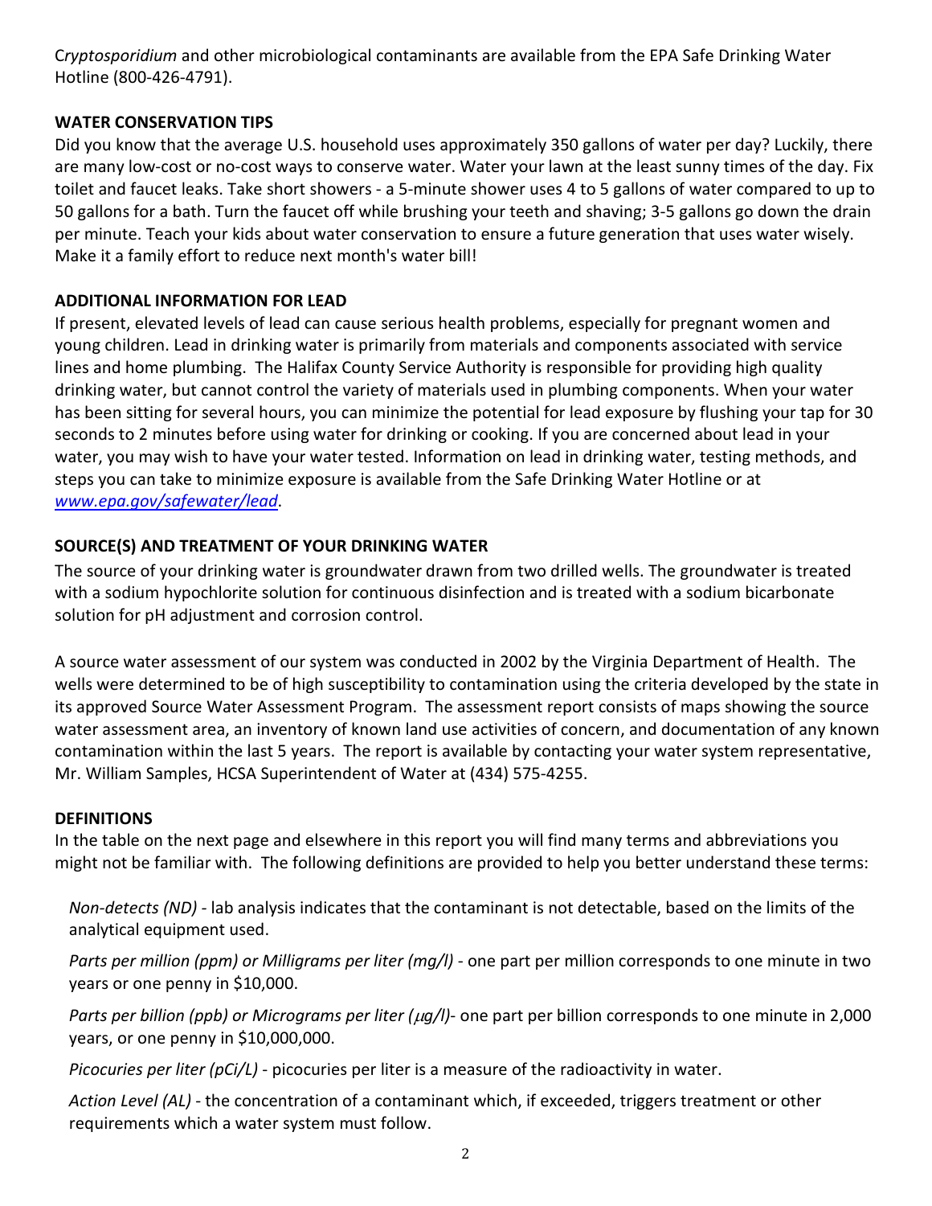C*ryptosporidium* and other microbiological contaminants are available from the EPA Safe Drinking Water Hotline (800-426-4791).

**WATER CONSERVATION TIPS**

Did you know that the average U.S. household uses approximately 350 gallons of water per day? Luckily, there are many low-cost or no-cost ways to conserve water. Water your lawn at the least sunny times of the day. Fix toilet and faucet leaks. Take short showers - a 5-minute shower uses 4 to 5 gallons of water compared to up to 50 gallons for a bath. Turn the faucet off while brushing your teeth and shaving; 3-5 gallons go down the drain per minute. Teach your kids about water conservation to ensure a future generation that uses water wisely. Make it a family effort to reduce next month's water bill!

**ADDITIONAL INFORMATION FOR LEAD**

If present, elevated levels of lead can cause serious health problems, especially for pregnant women and young children. Lead in drinking water is primarily from materials and components associated with service lines and home plumbing. The Halifax County Service Authority is responsible for providing high quality drinking water, but cannot control the variety of materials used in plumbing components. When your water has been sitting for several hours, you can minimize the potential for lead exposure by flushing your tap for 30 seconds to 2 minutes before using water for drinking or cooking. If you are concerned about lead in your water, you may wish to have your water tested. Information on lead in drinking water, testing methods, and steps you can take to minimize exposure is available from the Safe Drinking Water Hotline or at *www.epa.gov/safewater/lead*.

**SOURCE(S) AND TREATMENT OF YOUR DRINKING WATER**

The source of your drinking water is groundwater drawn from two drilled wells. The groundwater is treated with a sodium hypochlorite solution for continuous disinfection and is treated with a sodium bicarbonate solution for pH adjustment and corrosion control.

A source water assessment of our system was conducted in 2002 by the Virginia Department of Health. The wells were determined to be of high susceptibility to contamination using the criteria developed by the state in its approved Source Water Assessment Program. The assessment report consists of maps showing the source water assessment area, an inventory of known land use activities of concern, and documentation of any known contamination within the last 5 years. The report is available by contacting your water system representative, Mr. William Samples, HCSA Superintendent of Water at (434) 575-4255.

**DEFINITIONS**

In the table on the next page and elsewhere in this report you will find many terms and abbreviations you might not be familiar with. The following definitions are provided to help you better understand these terms:

*Non-detects (ND)* - lab analysis indicates that the contaminant is not detectable, based on the limits of the analytical equipment used.

*Parts per million (ppm) or Milligrams per liter (mg/l)* - one part per million corresponds to one minute in two years or one penny in $10,000.

*Parts per billion (ppb) or Micrograms per liter (µg/l)*- one part per billion corresponds to one minute in 2,000 years, or one penny in $10,000,000.

*Picocuries per liter (pCi/L)* - picocuries per liter is a measure of the radioactivity in water.

*Action Level (AL)* - the concentration of a contaminant which, if exceeded, triggers treatment or other requirements which a water system must follow.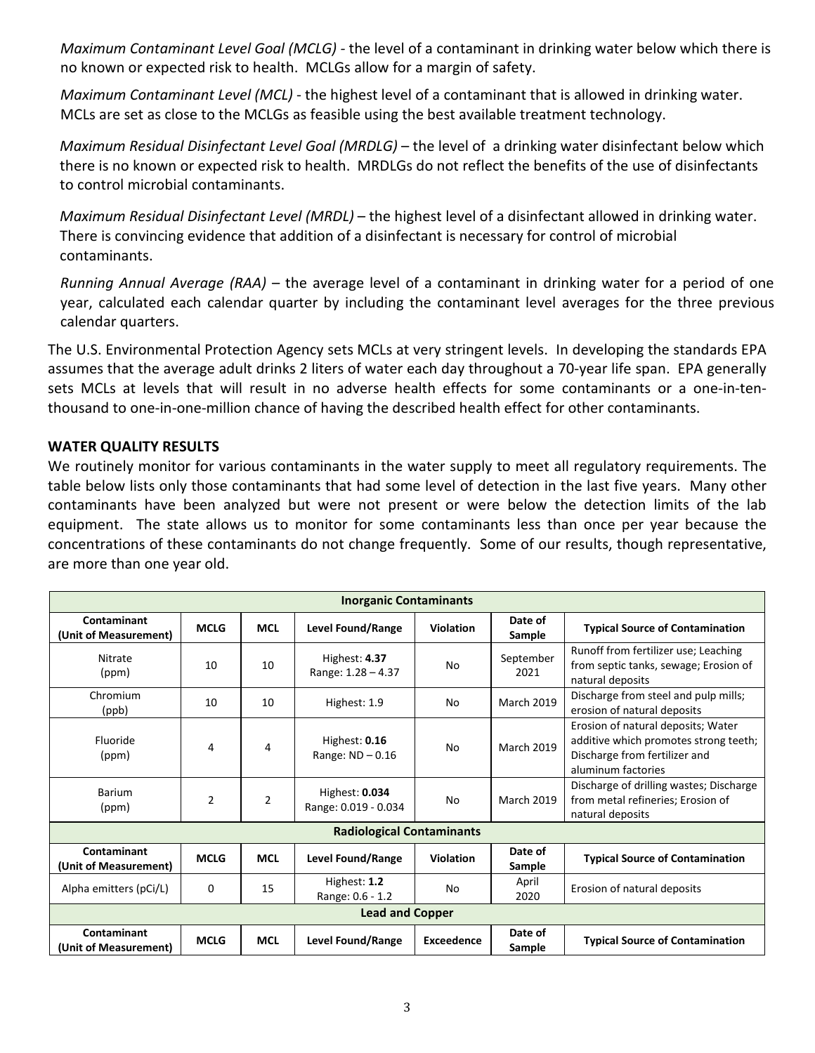*Maximum Contaminant Level Goal (MCLG)* - the level of a contaminant in drinking water below which there is no known or expected risk to health. MCLGs allow for a margin of safety.

*Maximum Contaminant Level (MCL)* - the highest level of a contaminant that is allowed in drinking water. MCLs are set as close to the MCLGs as feasible using the best available treatment technology.

*Maximum Residual Disinfectant Level Goal (MRDLG)* – the level of a drinking water disinfectant below which there is no known or expected risk to health. MRDLGs do not reflect the benefits of the use of disinfectants to control microbial contaminants.

*Maximum Residual Disinfectant Level (MRDL)* – the highest level of a disinfectant allowed in drinking water. There is convincing evidence that addition of a disinfectant is necessary for control of microbial contaminants.

*Running Annual Average (RAA)* – the average level of a contaminant in drinking water for a period of one year, calculated each calendar quarter by including the contaminant level averages for the three previous calendar quarters.

The U.S. Environmental Protection Agency sets MCLs at very stringent levels. In developing the standards EPA assumes that the average adult drinks 2 liters of water each day throughout a 70-year life span. EPA generally sets MCLs at levels that will result in no adverse health effects for some contaminants or a one-in-ten-thousand to one-in-one-million chance of having the described health effect for other contaminants.

**WATER QUALITY RESULTS**

We routinely monitor for various contaminants in the water supply to meet all regulatory requirements. The table below lists only those contaminants that had some level of detection in the last five years. Many other contaminants have been analyzed but were not present or were below the detection limits of the lab equipment. The state allows us to monitor for some contaminants less than once per year because the concentrations of these contaminants do not change frequently. Some of our results, though representative, are more than one year old.

| **Inorganic Contaminants** | | | | | | |
|---|---|---|---|---|---|---|
| **Contaminant (Unit of Measurement)** | **MCLG** | **MCL** | **Level Found/Range** | **Violation** | **Date of Sample** | **Typical Source of Contamination** |
| Nitrate (ppm) | 10 | 10 | Highest: **4.37** Range: 1.28 – 4.37 | No | September 2021 | Runoff from fertilizer use; Leaching from septic tanks, sewage; Erosion of natural deposits |
| Chromium (ppb) | 10 | 10 | Highest: 1.9 | No | March 2019 | Discharge from steel and pulp mills; erosion of natural deposits |
| Fluoride (ppm) | 4 | 4 | Highest: **0.16** Range: ND – 0.16 | No | March 2019 | Erosion of natural deposits; Water additive which promotes strong teeth; Discharge from fertilizer and aluminum factories |
| Barium (ppm) | 2 | 2 | Highest: **0.034** Range: 0.019 - 0.034 | No | March 2019 | Discharge of drilling wastes; Discharge from metal refineries; Erosion of natural deposits |
| **Radiological Contaminants** | | | | | | |
| **Contaminant (Unit of Measurement)** | **MCLG** | **MCL** | **Level Found/Range** | **Violation** | **Date of Sample** | **Typical Source of Contamination** |
| Alpha emitters (pCi/L) | 0 | 15 | Highest: **1.2** Range: 0.6 - 1.2 | No | April 2020 | Erosion of natural deposits |
| **Lead and Copper** | | | | | | |
| **Contaminant (Unit of Measurement)** | **MCLG** | **MCL** | **Level Found/Range** | **Exceedence** | **Date of Sample** | **Typical Source of Contamination** |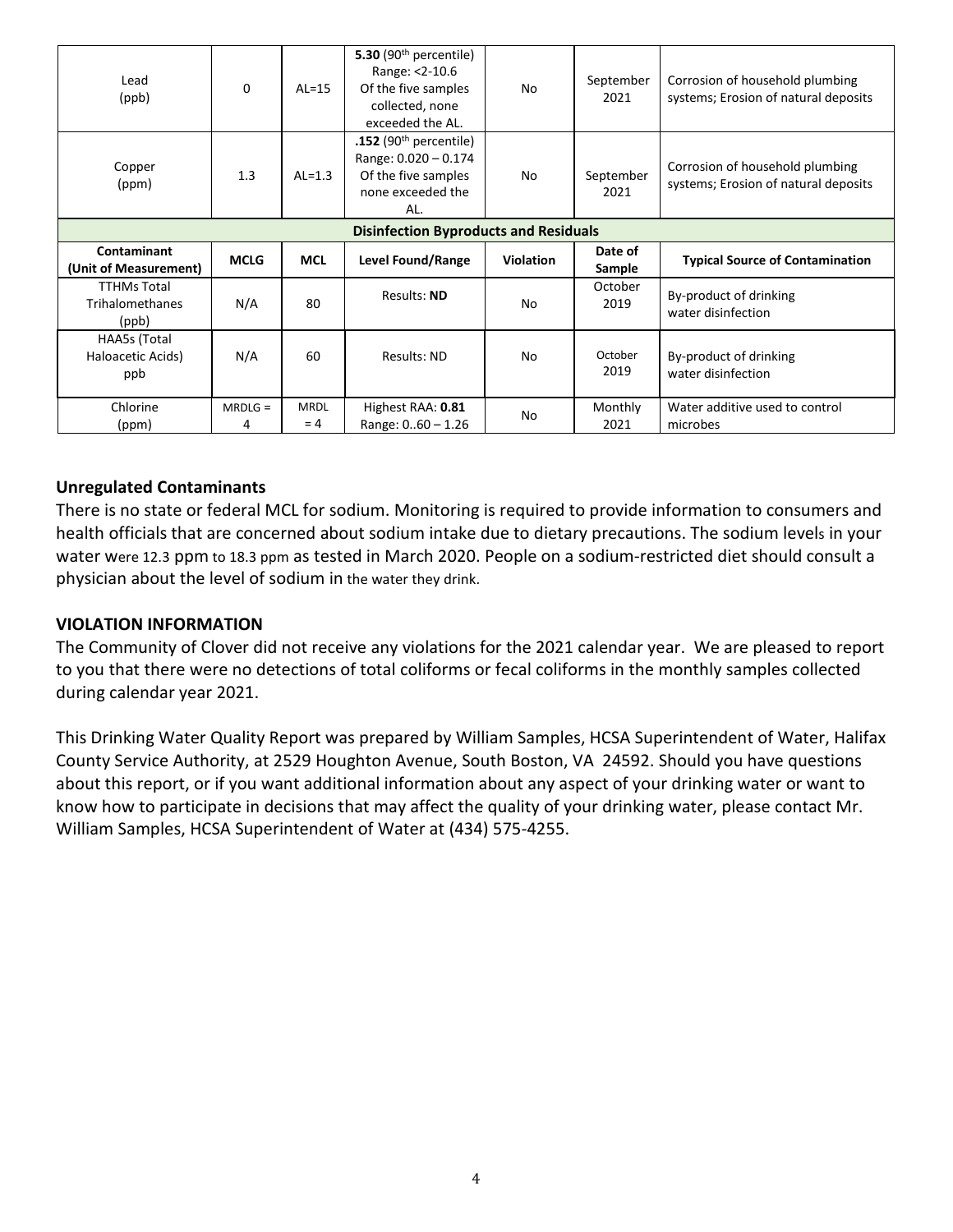| | | | | | | |
|---|---|---|---|---|---|---|
| Lead (ppb) | 0 | AL=15 | **5.30** (90th percentile) Range: <2-10.6 Of the five samples collected, none exceeded the AL. | No | September 2021 | Corrosion of household plumbing systems; Erosion of natural deposits |
| Copper (ppm) | 1.3 | AL=1.3 | **.152** (90th percentile) Range: 0.020 – 0.174 Of the five samples none exceeded the AL. | No | September 2021 | Corrosion of household plumbing systems; Erosion of natural deposits |
| **Disinfection Byproducts and Residuals** | | | | | | |
| **Contaminant (Unit of Measurement)** | **MCLG** | **MCL** | **Level Found/Range** | **Violation** | **Date of Sample** | **Typical Source of Contamination** |
| TTHMs Total Trihalomethanes (ppb) | N/A | 80 | Results: **ND** | No | October 2019 | By-product of drinking water disinfection |
| HAA5s (Total Haloacetic Acids) ppb | N/A | 60 | Results: ND | No | October 2019 | By-product of drinking water disinfection |
| Chlorine (ppm) | MRDLG = 4 | MRDL = 4 | Highest RAA: **0.81** Range: 0..60 – 1.26 | No | Monthly 2021 | Water additive used to control microbes |

**Unregulated Contaminants**

There is no state or federal MCL for sodium. Monitoring is required to provide information to consumers and health officials that are concerned about sodium intake due to dietary precautions. The sodium levels in your water were 12.3 ppm to 18.3 ppm as tested in March 2020. People on a sodium-restricted diet should consult a physician about the level of sodium in the water they drink.

**VIOLATION INFORMATION**

The Community of Clover did not receive any violations for the 2021 calendar year. We are pleased to report to you that there were no detections of total coliforms or fecal coliforms in the monthly samples collected during calendar year 2021.

This Drinking Water Quality Report was prepared by William Samples, HCSA Superintendent of Water, Halifax County Service Authority, at 2529 Houghton Avenue, South Boston, VA 24592. Should you have questions about this report, or if you want additional information about any aspect of your drinking water or want to know how to participate in decisions that may affect the quality of your drinking water, please contact Mr. William Samples, HCSA Superintendent of Water at (434) 575-4255.